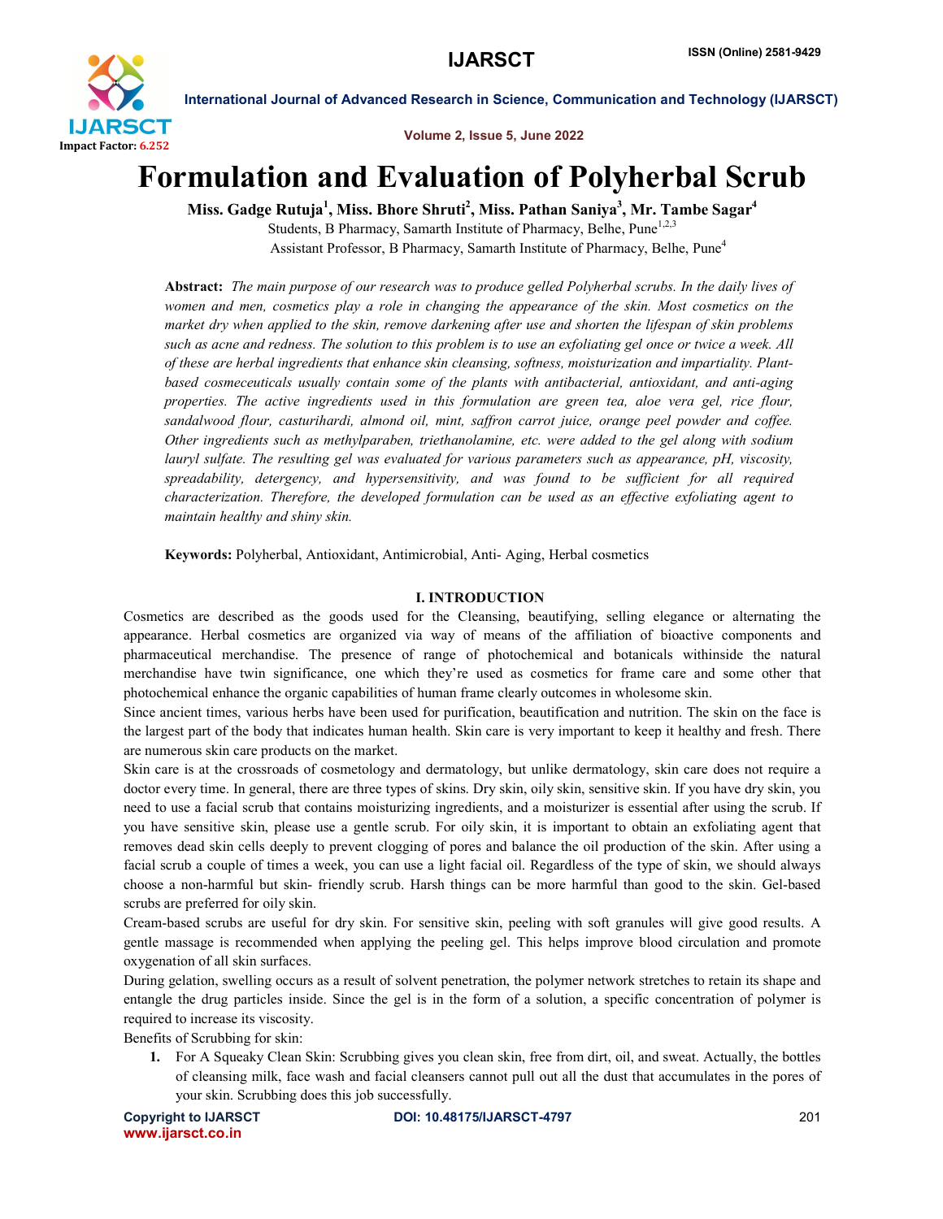# Formulation and Evaluation of Polyherbal Scrub

**Miss. Gadge Rutuja[1], Miss. Bhore Shruti[2], Miss. Pathan Saniya[3], Mr. Tambe Sagar[4]**

Students, B Pharmacy, Samarth Institute of Pharmacy, Belhe, Pune[1,2,3]

Assistant Professor, B Pharmacy, Samarth Institute of Pharmacy, Belhe, Pune[4]

**Abstract:** *The main purpose of our research was to produce gelled Polyherbal scrubs. In the daily lives of women and men, cosmetics play a role in changing the appearance of the skin. Most cosmetics on the market dry when applied to the skin, remove darkening after use and shorten the lifespan of skin problems such as acne and redness. The solution to this problem is to use an exfoliating gel once or twice a week. All of these are herbal ingredients that enhance skin cleansing, softness, moisturization and impartiality. Plant-based cosmeceuticals usually contain some of the plants with antibacterial, antioxidant, and anti-aging properties. The active ingredients used in this formulation are green tea, aloe vera gel, rice flour, sandalwood flour, casturihardi, almond oil, mint, saffron carrot juice, orange peel powder and coffee. Other ingredients such as methylparaben, triethanolamine, etc. were added to the gel along with sodium lauryl sulfate. The resulting gel was evaluated for various parameters such as appearance, pH, viscosity, spreadability, detergency, and hypersensitivity, and was found to be sufficient for all required characterization. Therefore, the developed formulation can be used as an effective exfoliating agent to maintain healthy and shiny skin.*

**Keywords:** Polyherbal, Antioxidant, Antimicrobial, Anti- Aging, Herbal cosmetics

## I. INTRODUCTION

Cosmetics are described as the goods used for the Cleansing, beautifying, selling elegance or alternating the appearance. Herbal cosmetics are organized via way of means of the affiliation of bioactive components and pharmaceutical merchandise. The presence of range of photochemical and botanicals withinside the natural merchandise have twin significance, one which they're used as cosmetics for frame care and some other that photochemical enhance the organic capabilities of human frame clearly outcomes in wholesome skin.

Since ancient times, various herbs have been used for purification, beautification and nutrition. The skin on the face is the largest part of the body that indicates human health. Skin care is very important to keep it healthy and fresh. There are numerous skin care products on the market.

Skin care is at the crossroads of cosmetology and dermatology, but unlike dermatology, skin care does not require a doctor every time. In general, there are three types of skins. Dry skin, oily skin, sensitive skin. If you have dry skin, you need to use a facial scrub that contains moisturizing ingredients, and a moisturizer is essential after using the scrub. If you have sensitive skin, please use a gentle scrub. For oily skin, it is important to obtain an exfoliating agent that removes dead skin cells deeply to prevent clogging of pores and balance the oil production of the skin. After using a facial scrub a couple of times a week, you can use a light facial oil. Regardless of the type of skin, we should always choose a non-harmful but skin- friendly scrub. Harsh things can be more harmful than good to the skin. Gel-based scrubs are preferred for oily skin.

Cream-based scrubs are useful for dry skin. For sensitive skin, peeling with soft granules will give good results. A gentle massage is recommended when applying the peeling gel. This helps improve blood circulation and promote oxygenation of all skin surfaces.

During gelation, swelling occurs as a result of solvent penetration, the polymer network stretches to retain its shape and entangle the drug particles inside. Since the gel is in the form of a solution, a specific concentration of polymer is required to increase its viscosity.

Benefits of Scrubbing for skin:

1. For A Squeaky Clean Skin: Scrubbing gives you clean skin, free from dirt, oil, and sweat. Actually, the bottles of cleansing milk, face wash and facial cleansers cannot pull out all the dust that accumulates in the pores of your skin. Scrubbing does this job successfully.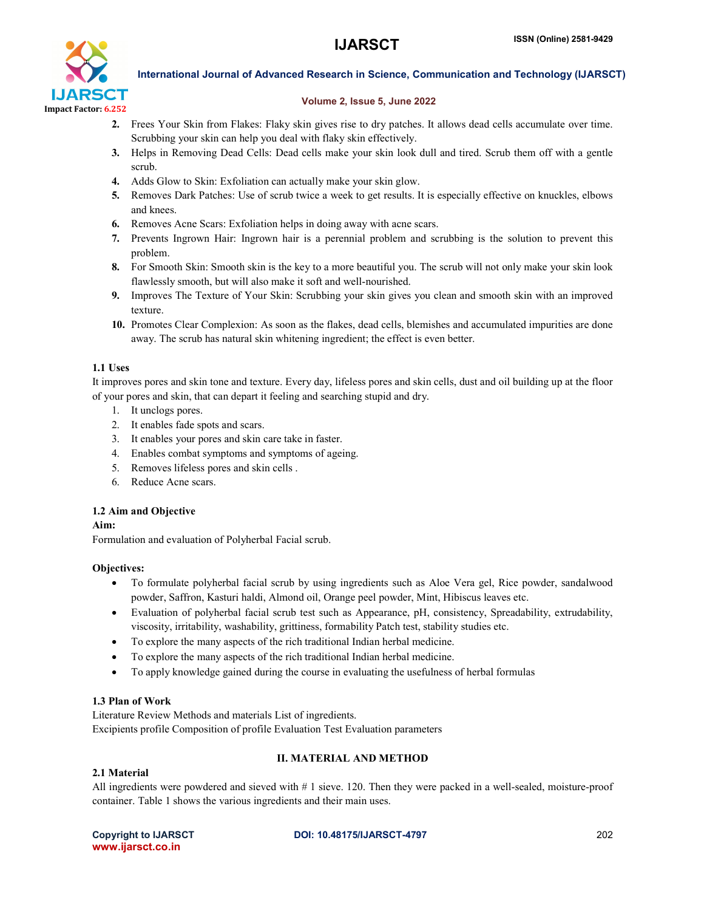2. Frees Your Skin from Flakes: Flaky skin gives rise to dry patches. It allows dead cells accumulate over time. Scrubbing your skin can help you deal with flaky skin effectively.
3. Helps in Removing Dead Cells: Dead cells make your skin look dull and tired. Scrub them off with a gentle scrub.
4. Adds Glow to Skin: Exfoliation can actually make your skin glow.
5. Removes Dark Patches: Use of scrub twice a week to get results. It is especially effective on knuckles, elbows and knees.
6. Removes Acne Scars: Exfoliation helps in doing away with acne scars.
7. Prevents Ingrown Hair: Ingrown hair is a perennial problem and scrubbing is the solution to prevent this problem.
8. For Smooth Skin: Smooth skin is the key to a more beautiful you. The scrub will not only make your skin look flawlessly smooth, but will also make it soft and well-nourished.
9. Improves The Texture of Your Skin: Scrubbing your skin gives you clean and smooth skin with an improved texture.
10. Promotes Clear Complexion: As soon as the flakes, dead cells, blemishes and accumulated impurities are done away. The scrub has natural skin whitening ingredient; the effect is even better.

### 1.1 Uses

It improves pores and skin tone and texture. Every day, lifeless pores and skin cells, dust and oil building up at the floor of your pores and skin, that can depart it feeling and searching stupid and dry.

1. It unclogs pores.
2. It enables fade spots and scars.
3. It enables your pores and skin care take in faster.
4. Enables combat symptoms and symptoms of ageing.
5. Removes lifeless pores and skin cells .
6. Reduce Acne scars.

### 1.2 Aim and Objective

**Aim:**

Formulation and evaluation of Polyherbal Facial scrub.

**Objectives:**

- To formulate polyherbal facial scrub by using ingredients such as Aloe Vera gel, Rice powder, sandalwood powder, Saffron, Kasturi haldi, Almond oil, Orange peel powder, Mint, Hibiscus leaves etc.
- Evaluation of polyherbal facial scrub test such as Appearance, pH, consistency, Spreadability, extrudability, viscosity, irritability, washability, grittiness, formability Patch test, stability studies etc.
- To explore the many aspects of the rich traditional Indian herbal medicine.
- To explore the many aspects of the rich traditional Indian herbal medicine.
- To apply knowledge gained during the course in evaluating the usefulness of herbal formulas

### 1.3 Plan of Work

Literature Review Methods and materials List of ingredients.
Excipients profile Composition of profile Evaluation Test Evaluation parameters

## II. MATERIAL AND METHOD

### 2.1 Material

All ingredients were powdered and sieved with # 1 sieve. 120. Then they were packed in a well-sealed, moisture-proof container. Table 1 shows the various ingredients and their main uses.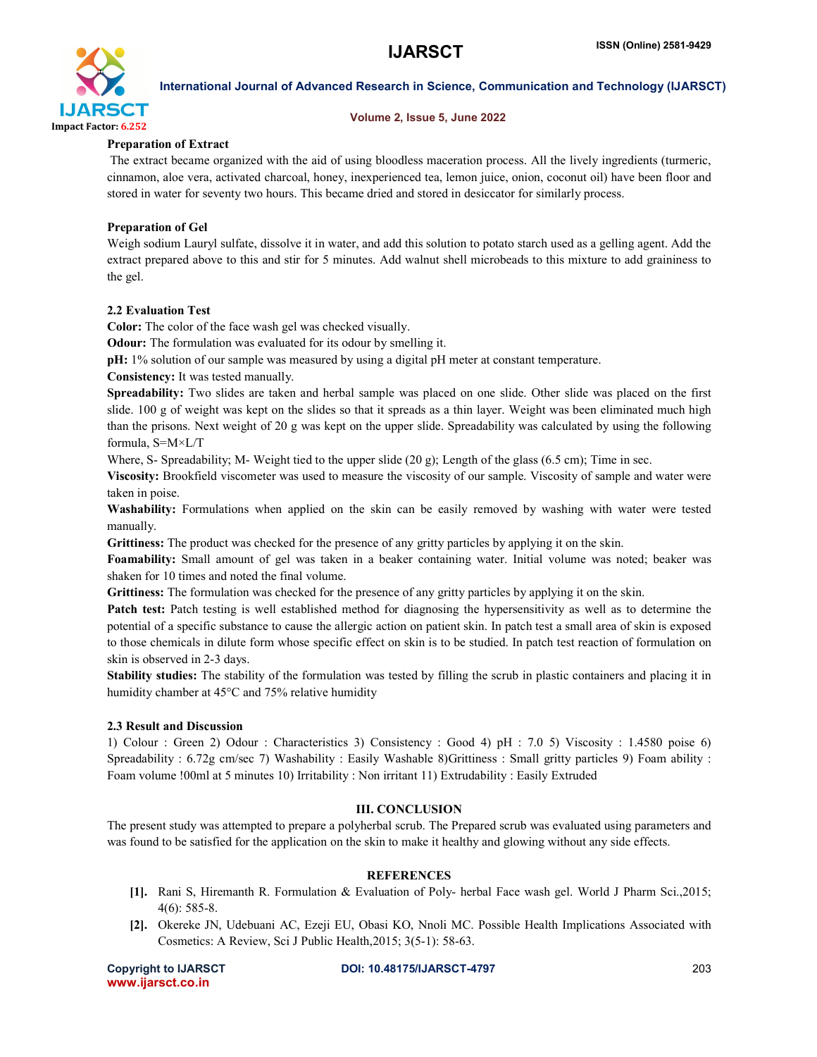### Preparation of Extract

The extract became organized with the aid of using bloodless maceration process. All the lively ingredients (turmeric, cinnamon, aloe vera, activated charcoal, honey, inexperienced tea, lemon juice, onion, coconut oil) have been floor and stored in water for seventy two hours. This became dried and stored in desiccator for similarly process.

### Preparation of Gel

Weigh sodium Lauryl sulfate, dissolve it in water, and add this solution to potato starch used as a gelling agent. Add the extract prepared above to this and stir for 5 minutes. Add walnut shell microbeads to this mixture to add graininess to the gel.

### 2.2 Evaluation Test

**Color:** The color of the face wash gel was checked visually.

**Odour:** The formulation was evaluated for its odour by smelling it.

**pH:** 1% solution of our sample was measured by using a digital pH meter at constant temperature.

**Consistency:** It was tested manually.

**Spreadability:** Two slides are taken and herbal sample was placed on one slide. Other slide was placed on the first slide. 100 g of weight was kept on the slides so that it spreads as a thin layer. Weight was been eliminated much high than the prisons. Next weight of 20 g was kept on the upper slide. Spreadability was calculated by using the following formula, $S=M \times L/T$

Where, S- Spreadability; M- Weight tied to the upper slide (20 g); Length of the glass (6.5 cm); Time in sec.

**Viscosity:** Brookfield viscometer was used to measure the viscosity of our sample. Viscosity of sample and water were taken in poise.

**Washability:** Formulations when applied on the skin can be easily removed by washing with water were tested manually.

**Grittiness:** The product was checked for the presence of any gritty particles by applying it on the skin.

**Foamability:** Small amount of gel was taken in a beaker containing water. Initial volume was noted; beaker was shaken for 10 times and noted the final volume.

**Grittiness:** The formulation was checked for the presence of any gritty particles by applying it on the skin.

**Patch test:** Patch testing is well established method for diagnosing the hypersensitivity as well as to determine the potential of a specific substance to cause the allergic action on patient skin. In patch test a small area of skin is exposed to those chemicals in dilute form whose specific effect on skin is to be studied. In patch test reaction of formulation on skin is observed in 2-3 days.

**Stability studies:** The stability of the formulation was tested by filling the scrub in plastic containers and placing it in humidity chamber at 45°C and 75% relative humidity

### 2.3 Result and Discussion

1) Colour : Green 2) Odour : Characteristics 3) Consistency : Good 4) pH : 7.0 5) Viscosity : 1.4580 poise 6) Spreadability : 6.72g cm/sec 7) Washability : Easily Washable 8)Grittiness : Small gritty particles 9) Foam ability : Foam volume !00ml at 5 minutes 10) Irritability : Non irritant 11) Extrudability : Easily Extruded

## III. CONCLUSION

The present study was attempted to prepare a polyherbal scrub. The Prepared scrub was evaluated using parameters and was found to be satisfied for the application on the skin to make it healthy and glowing without any side effects.

## REFERENCES

[1]. Rani S, Hiremanth R. Formulation & Evaluation of Poly- herbal Face wash gel. World J Pharm Sci.,2015; 4(6): 585-8.

[2]. Okereke JN, Udebuani AC, Ezeji EU, Obasi KO, Nnoli MC. Possible Health Implications Associated with Cosmetics: A Review, Sci J Public Health,2015; 3(5-1): 58-63.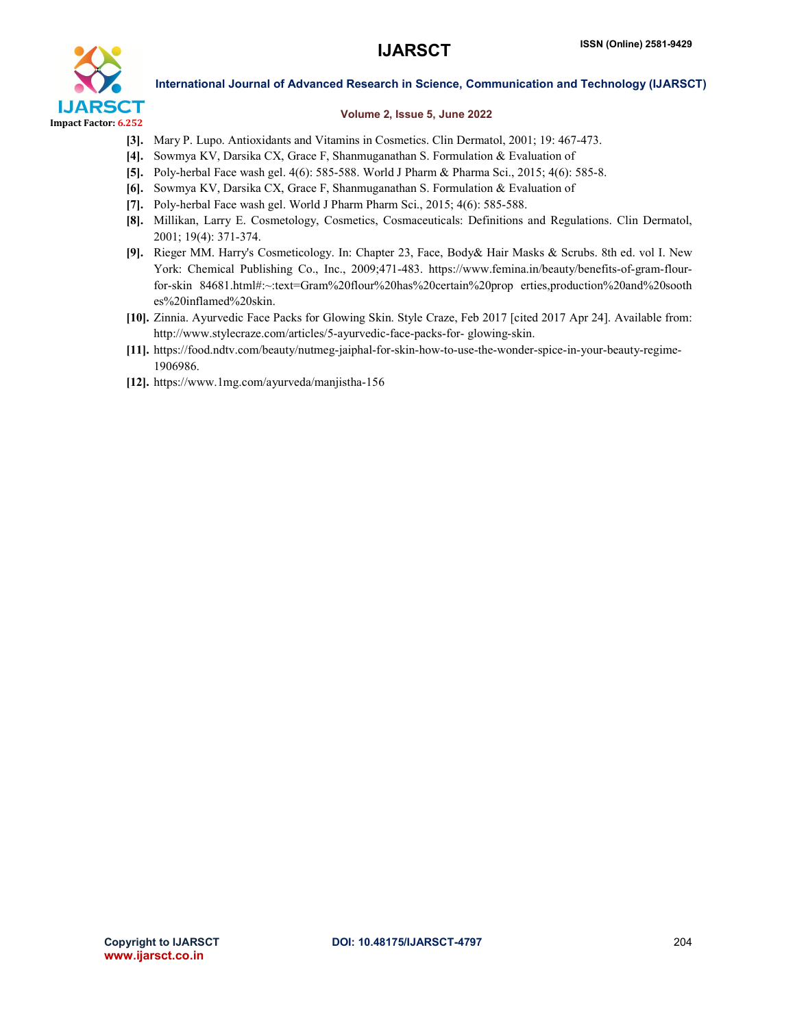- [3]. Mary P. Lupo. Antioxidants and Vitamins in Cosmetics. Clin Dermatol, 2001; 19: 467-473.
- [4]. Sowmya KV, Darsika CX, Grace F, Shanmuganathan S. Formulation & Evaluation of
- [5]. Poly-herbal Face wash gel. 4(6): 585-588. World J Pharm & Pharma Sci., 2015; 4(6): 585-8.
- [6]. Sowmya KV, Darsika CX, Grace F, Shanmuganathan S. Formulation & Evaluation of
- [7]. Poly-herbal Face wash gel. World J Pharm Pharm Sci., 2015; 4(6): 585-588.
- [8]. Millikan, Larry E. Cosmetology, Cosmetics, Cosmaceuticals: Definitions and Regulations. Clin Dermatol, 2001; 19(4): 371-374.
- [9]. Rieger MM. Harry's Cosmeticology. In: Chapter 23, Face, Body& Hair Masks & Scrubs. 8th ed. vol I. New York: Chemical Publishing Co., Inc., 2009;471-483. https://www.femina.in/beauty/benefits-of-gram-flour-for-skin 84681.html#:~:text=Gram%20flour%20has%20certain%20prop erties,production%20and%20soothes%20inflamed%20skin.
- [10]. Zinnia. Ayurvedic Face Packs for Glowing Skin. Style Craze, Feb 2017 [cited 2017 Apr 24]. Available from: http://www.stylecraze.com/articles/5-ayurvedic-face-packs-for- glowing-skin.
- [11]. https://food.ndtv.com/beauty/nutmeg-jaiphal-for-skin-how-to-use-the-wonder-spice-in-your-beauty-regime-1906986.
- [12]. https://www.1mg.com/ayurveda/manjistha-156